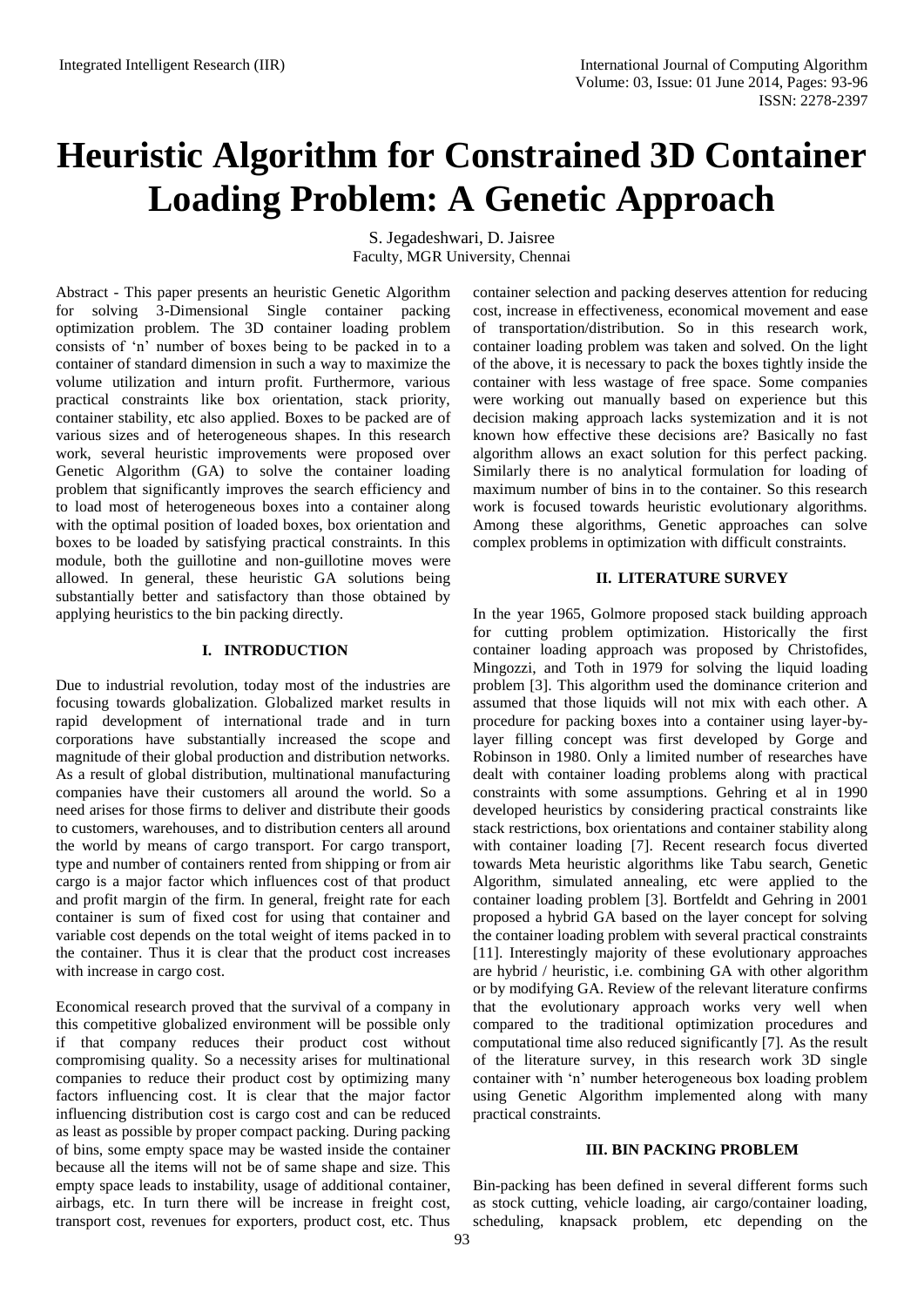# Heuristic Algorithm for Constrained 3D Container Loading Problem: A Genetic Approach

S. Jegadeshwari, D. Jaisree
Faculty, MGR University, Chennai

Abstract - This paper presents an heuristic Genetic Algorithm for solving 3-Dimensional Single container packing optimization problem. The 3D container loading problem consists of 'n' number of boxes being to be packed in to a container of standard dimension in such a way to maximize the volume utilization and inturn profit. Furthermore, various practical constraints like box orientation, stack priority, container stability, etc also applied. Boxes to be packed are of various sizes and of heterogeneous shapes. In this research work, several heuristic improvements were proposed over Genetic Algorithm (GA) to solve the container loading problem that significantly improves the search efficiency and to load most of heterogeneous boxes into a container along with the optimal position of loaded boxes, box orientation and boxes to be loaded by satisfying practical constraints. In this module, both the guillotine and non-guillotine moves were allowed. In general, these heuristic GA solutions being substantially better and satisfactory than those obtained by applying heuristics to the bin packing directly.

## I. INTRODUCTION

Due to industrial revolution, today most of the industries are focusing towards globalization. Globalized market results in rapid development of international trade and in turn corporations have substantially increased the scope and magnitude of their global production and distribution networks. As a result of global distribution, multinational manufacturing companies have their customers all around the world. So a need arises for those firms to deliver and distribute their goods to customers, warehouses, and to distribution centers all around the world by means of cargo transport. For cargo transport, type and number of containers rented from shipping or from air cargo is a major factor which influences cost of that product and profit margin of the firm. In general, freight rate for each container is sum of fixed cost for using that container and variable cost depends on the total weight of items packed in to the container. Thus it is clear that the product cost increases with increase in cargo cost.

Economical research proved that the survival of a company in this competitive globalized environment will be possible only if that company reduces their product cost without compromising quality. So a necessity arises for multinational companies to reduce their product cost by optimizing many factors influencing cost. It is clear that the major factor influencing distribution cost is cargo cost and can be reduced as least as possible by proper compact packing. During packing of bins, some empty space may be wasted inside the container because all the items will not be of same shape and size. This empty space leads to instability, usage of additional container, airbags, etc. In turn there will be increase in freight cost, transport cost, revenues for exporters, product cost, etc. Thus container selection and packing deserves attention for reducing cost, increase in effectiveness, economical movement and ease of transportation/distribution. So in this research work, container loading problem was taken and solved. On the light of the above, it is necessary to pack the boxes tightly inside the container with less wastage of free space. Some companies were working out manually based on experience but this decision making approach lacks systemization and it is not known how effective these decisions are? Basically no fast algorithm allows an exact solution for this perfect packing. Similarly there is no analytical formulation for loading of maximum number of bins in to the container. So this research work is focused towards heuristic evolutionary algorithms. Among these algorithms, Genetic approaches can solve complex problems in optimization with difficult constraints.

## II. LITERATURE SURVEY

In the year 1965, Golmore proposed stack building approach for cutting problem optimization. Historically the first container loading approach was proposed by Christofides, Mingozzi, and Toth in 1979 for solving the liquid loading problem [3]. This algorithm used the dominance criterion and assumed that those liquids will not mix with each other. A procedure for packing boxes into a container using layer-by-layer filling concept was first developed by Gorge and Robinson in 1980. Only a limited number of researches have dealt with container loading problems along with practical constraints with some assumptions. Gehring et al in 1990 developed heuristics by considering practical constraints like stack restrictions, box orientations and container stability along with container loading [7]. Recent research focus diverted towards Meta heuristic algorithms like Tabu search, Genetic Algorithm, simulated annealing, etc were applied to the container loading problem [3]. Bortfeldt and Gehring in 2001 proposed a hybrid GA based on the layer concept for solving the container loading problem with several practical constraints [11]. Interestingly majority of these evolutionary approaches are hybrid / heuristic, i.e. combining GA with other algorithm or by modifying GA. Review of the relevant literature confirms that the evolutionary approach works very well when compared to the traditional optimization procedures and computational time also reduced significantly [7]. As the result of the literature survey, in this research work 3D single container with 'n' number heterogeneous box loading problem using Genetic Algorithm implemented along with many practical constraints.

## III. BIN PACKING PROBLEM

Bin-packing has been defined in several different forms such as stock cutting, vehicle loading, air cargo/container loading, scheduling, knapsack problem, etc depending on the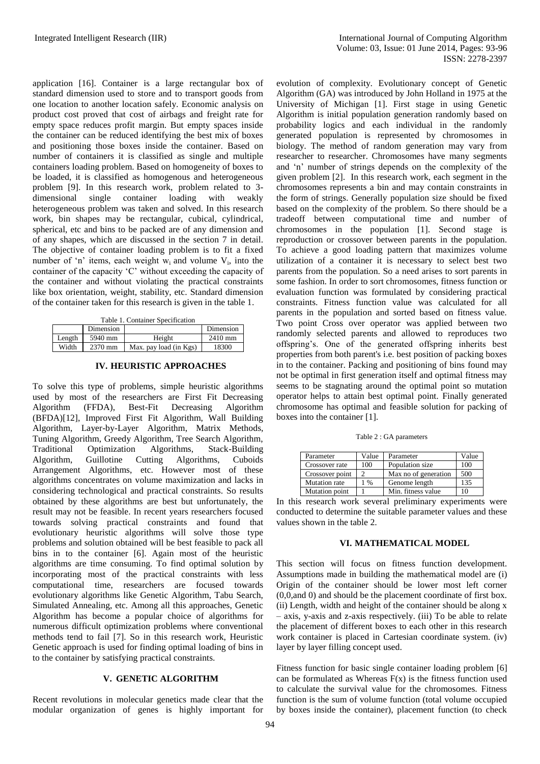application [16]. Container is a large rectangular box of standard dimension used to store and to transport goods from one location to another location safely. Economic analysis on product cost proved that cost of airbags and freight rate for empty space reduces profit margin. But empty spaces inside the container can be reduced identifying the best mix of boxes and positioning those boxes inside the container. Based on number of containers it is classified as single and multiple containers loading problem. Based on homogeneity of boxes to be loaded, it is classified as homogenous and heterogeneous problem [9]. In this research work, problem related to 3-dimensional single container loading with weakly heterogeneous problem was taken and solved. In this research work, bin shapes may be rectangular, cubical, cylindrical, spherical, etc and bins to be packed are of any dimension and of any shapes, which are discussed in the section 7 in detail. The objective of container loading problem is to fit a fixed number of 'n' items, each weight $w_i$ and volume $V_i$, into the container of the capacity 'C' without exceeding the capacity of the container and without violating the practical constraints like box orientation, weight, stability, etc. Standard dimension of the container taken for this research is given in the table 1.

Table 1. Container Specification

| | Dimension | | Dimension |
|---|---|---|---|
| Length | 5940 mm | Height | 2410 mm |
| Width | 2370 mm | Max. pay load (in Kgs) | 18300 |

## IV. HEURISTIC APPROACHES

To solve this type of problems, simple heuristic algorithms used by most of the researchers are First Fit Decreasing Algorithm (FFDA), Best-Fit Decreasing Algorithm (BFDA)[12], Improved First Fit Algorithm, Wall Building Algorithm, Layer-by-Layer Algorithm, Matrix Methods, Tuning Algorithm, Greedy Algorithm, Tree Search Algorithm, Traditional Optimization Algorithms, Stack-Building Algorithm, Guillotine Cutting Algorithms, Cuboids Arrangement Algorithms, etc. However most of these algorithms concentrates on volume maximization and lacks in considering technological and practical constraints. So results obtained by these algorithms are best but unfortunately, the result may not be feasible. In recent years researchers focused towards solving practical constraints and found that evolutionary heuristic algorithms will solve those type problems and solution obtained will be best feasible to pack all bins in to the container [6]. Again most of the heuristic algorithms are time consuming. To find optimal solution by incorporating most of the practical constraints with less computational time, researchers are focused towards evolutionary algorithms like Genetic Algorithm, Tabu Search, Simulated Annealing, etc. Among all this approaches, Genetic Algorithm has become a popular choice of algorithms for numerous difficult optimization problems where conventional methods tend to fail [7]. So in this research work, Heuristic Genetic approach is used for finding optimal loading of bins in to the container by satisfying practical constraints.

## V. GENETIC ALGORITHM

Recent revolutions in molecular genetics made clear that the modular organization of genes is highly important for evolution of complexity. Evolutionary concept of Genetic Algorithm (GA) was introduced by John Holland in 1975 at the University of Michigan [1]. First stage in using Genetic Algorithm is initial population generation randomly based on probability logics and each individual in the randomly generated population is represented by chromosomes in biology. The method of random generation may vary from researcher to researcher. Chromosomes have many segments and 'n' number of strings depends on the complexity of the given problem [2]. In this research work, each segment in the chromosomes represents a bin and may contain constraints in the form of strings. Generally population size should be fixed based on the complexity of the problem. So there should be a tradeoff between computational time and number of chromosomes in the population [1]. Second stage is reproduction or crossover between parents in the population. To achieve a good loading pattern that maximizes volume utilization of a container it is necessary to select best two parents from the population. So a need arises to sort parents in some fashion. In order to sort chromosomes, fitness function or evaluation function was formulated by considering practical constraints. Fitness function value was calculated for all parents in the population and sorted based on fitness value. Two point Cross over operator was applied between two randomly selected parents and allowed to reproduces two offspring's. One of the generated offspring inherits best properties from both parent's i.e. best position of packing boxes in to the container. Packing and positioning of bins found may not be optimal in first generation itself and optimal fitness may seems to be stagnating around the optimal point so mutation operator helps to attain best optimal point. Finally generated chromosome has optimal and feasible solution for packing of boxes into the container [1].

Table 2 : GA parameters

| Parameter | Value | Parameter | Value |
|---|---|---|---|
| Crossover rate | 100 | Population size | 100 |
| Crossover point | 2 | Max no of generation | 500 |
| Mutation rate | 1 % | Genome length | 135 |
| Mutation point | 1 | Min. fitness value | 10 |

In this research work several preliminary experiments were conducted to determine the suitable parameter values and these values shown in the table 2.

## VI. MATHEMATICAL MODEL

This section will focus on fitness function development. Assumptions made in building the mathematical model are (i) Origin of the container should be lower most left corner (0,0,and 0) and should be the placement coordinate of first box. (ii) Length, width and height of the container should be along x – axis, y-axis and z-axis respectively. (iii) To be able to relate the placement of different boxes to each other in this research work container is placed in Cartesian coordinate system. (iv) layer by layer filling concept used.

Fitness function for basic single container loading problem [6] can be formulated as Whereas $F(x)$ is the fitness function used to calculate the survival value for the chromosomes. Fitness function is the sum of volume function (total volume occupied by boxes inside the container), placement function (to check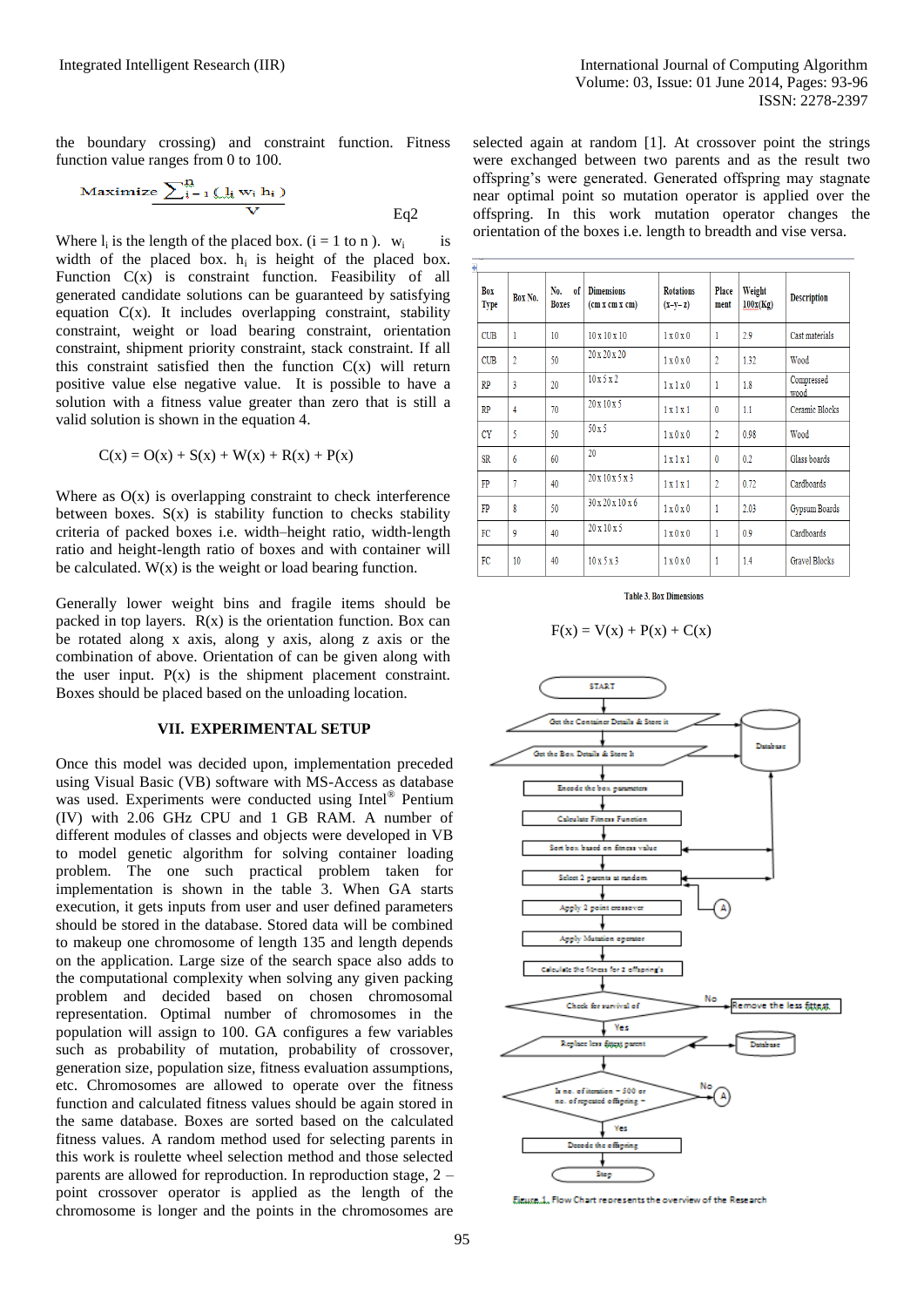the boundary crossing) and constraint function. Fitness function value ranges from 0 to 100.

$$\text{Maximize } \frac{\sum_{i=1}^{n} (l_i\, w_i\, h_i)}{V} \qquad \text{Eq2}$$

Where $l_i$ is the length of the placed box. (i = 1 to n ). $w_i$ is width of the placed box. $h_i$ is height of the placed box. Function C(x) is constraint function. Feasibility of all generated candidate solutions can be guaranteed by satisfying equation C(x). It includes overlapping constraint, stability constraint, weight or load bearing constraint, orientation constraint, shipment priority constraint, stack constraint. If all this constraint satisfied then the function C(x) will return positive value else negative value. It is possible to have a solution with a fitness value greater than zero that is still a valid solution is shown in the equation 4.

$$C(x) = O(x) + S(x) + W(x) + R(x) + P(x)$$

Where as O(x) is overlapping constraint to check interference between boxes. S(x) is stability function to checks stability criteria of packed boxes i.e. width–height ratio, width-length ratio and height-length ratio of boxes and with container will be calculated. W(x) is the weight or load bearing function.

Generally lower weight bins and fragile items should be packed in top layers. R(x) is the orientation function. Box can be rotated along x axis, along y axis, along z axis or the combination of above. Orientation of can be given along with the user input. P(x) is the shipment placement constraint. Boxes should be placed based on the unloading location.

## VII. EXPERIMENTAL SETUP

Once this model was decided upon, implementation preceded using Visual Basic (VB) software with MS-Access as database was used. Experiments were conducted using Intel® Pentium (IV) with 2.06 GHz CPU and 1 GB RAM. A number of different modules of classes and objects were developed in VB to model genetic algorithm for solving container loading problem. The one such practical problem taken for implementation is shown in the table 3. When GA starts execution, it gets inputs from user and user defined parameters should be stored in the database. Stored data will be combined to makeup one chromosome of length 135 and length depends on the application. Large size of the search space also adds to the computational complexity when solving any given packing problem and decided based on chosen chromosomal representation. Optimal number of chromosomes in the population will assign to 100. GA configures a few variables such as probability of mutation, probability of crossover, generation size, population size, fitness evaluation assumptions, etc. Chromosomes are allowed to operate over the fitness function and calculated fitness values should be again stored in the same database. Boxes are sorted based on the calculated fitness values. A random method used for selecting parents in this work is roulette wheel selection method and those selected parents are allowed for reproduction. In reproduction stage, 2 – point crossover operator is applied as the length of the chromosome is longer and the points in the chromosomes are selected again at random [1]. At crossover point the strings were exchanged between two parents and as the result two offspring's were generated. Generated offspring may stagnate near optimal point so mutation operator is applied over the offspring. In this work mutation operator changes the orientation of the boxes i.e. length to breadth and vise versa.

| Box Type | Box No. | No. of Boxes | Dimensions (cm x cm x cm) | Rotations (x–y– z) | Place ment | Weight 100x(Kg) | Description |
|---|---|---|---|---|---|---|---|
| CUB | 1 | 10 | 10 x 10 x 10 | 1 x 0 x 0 | 1 | 2.9 | Cast materials |
| CUB | 2 | 50 | 20 x 20 x 20 | 1 x 0 x 0 | 2 | 1.32 | Wood |
| RP | 3 | 20 | 10 x 5 x 2 | 1 x 1 x 0 | 1 | 1.8 | Compressed wood |
| RP | 4 | 70 | 20 x 10 x 5 | 1 x 1 x 1 | 0 | 1.1 | Ceramic Blocks |
| CY | 5 | 50 | 50 x 5 | 1 x 0 x 0 | 2 | 0.98 | Wood |
| SR | 6 | 60 | 20 | 1 x 1 x 1 | 0 | 0.2 | Glass boards |
| FP | 7 | 40 | 20 x 10 x 5 x 3 | 1 x 1 x 1 | 2 | 0.72 | Cardboards |
| FP | 8 | 50 | 30 x 20 x 10 x 6 | 1 x 0 x 0 | 1 | 2.03 | Gypsum Boards |
| FC | 9 | 40 | 20 x 10 x 5 | 1 x 0 x 0 | 1 | 0.9 | Cardboards |
| FC | 10 | 40 | 10 x 5 x 3 | 1 x 0 x 0 | 1 | 1.4 | Gravel Blocks |

**Table 3. Box Dimensions**

$$F(x) = V(x) + P(x) + C(x)$$

START → Get the Container Details & Store it (Database) → Get the Box Details & Store It → Encode the box parameters → Calculate Fitness Function → Sort box based on fitness value → Select 2 parents at random → (A) Apply 2 point crossover → Apply Mutation operator → Calculate the fitness for 2 offspring's → Check for survival of → No: Remove the less fittest; Yes: Replace less fittest parent (Database) → Is no. of iteration = 500 or no. of repeated offspring = → No: (A); Yes: Decode the offspring → Stop

Figure 1. Flow Chart represents the overview of the Research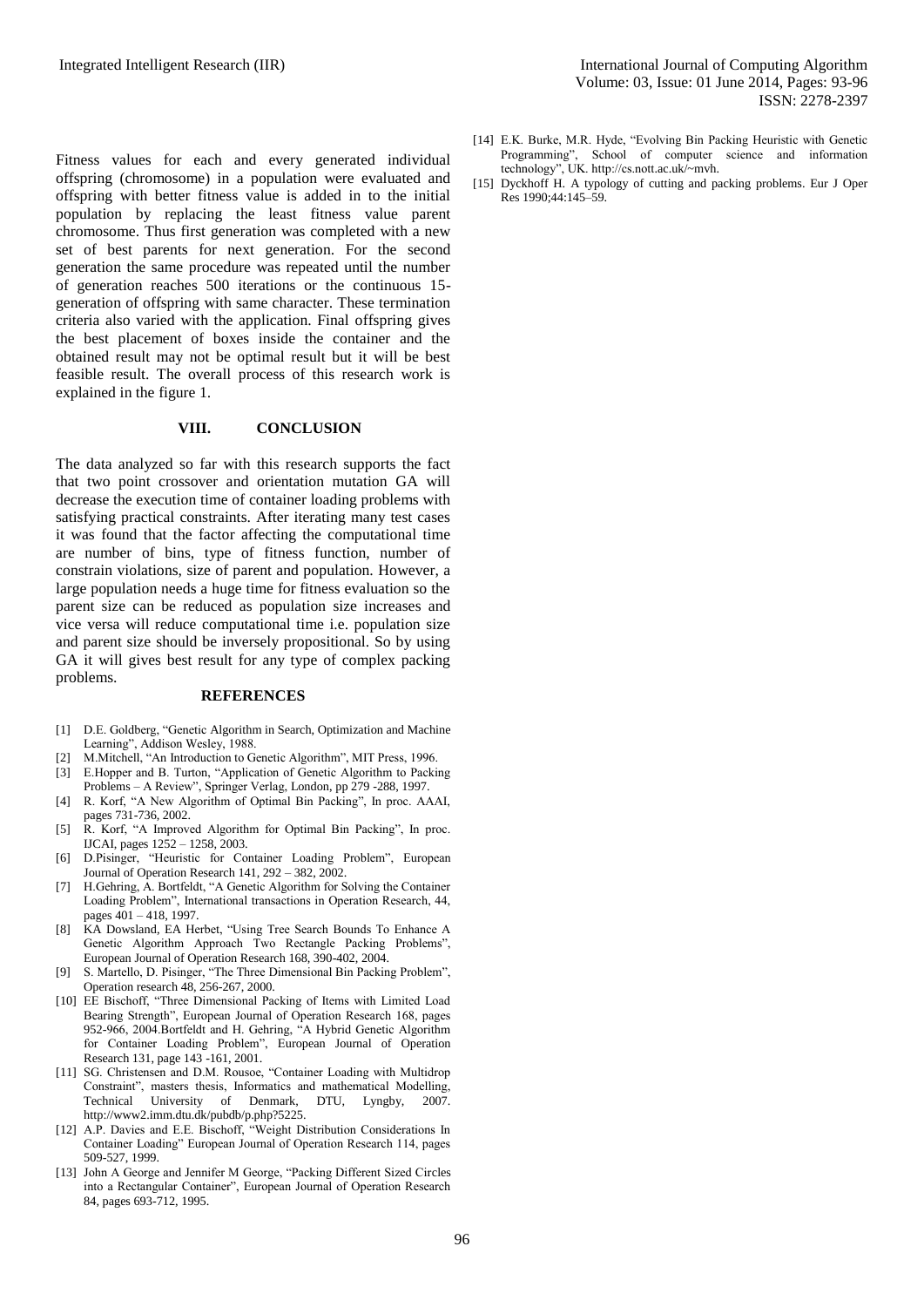Fitness values for each and every generated individual offspring (chromosome) in a population were evaluated and offspring with better fitness value is added in to the initial population by replacing the least fitness value parent chromosome. Thus first generation was completed with a new set of best parents for next generation. For the second generation the same procedure was repeated until the number of generation reaches 500 iterations or the continuous 15-generation of offspring with same character. These termination criteria also varied with the application. Final offspring gives the best placement of boxes inside the container and the obtained result may not be optimal result but it will be best feasible result. The overall process of this research work is explained in the figure 1.

## VIII. CONCLUSION

The data analyzed so far with this research supports the fact that two point crossover and orientation mutation GA will decrease the execution time of container loading problems with satisfying practical constraints. After iterating many test cases it was found that the factor affecting the computational time are number of bins, type of fitness function, number of constrain violations, size of parent and population. However, a large population needs a huge time for fitness evaluation so the parent size can be reduced as population size increases and vice versa will reduce computational time i.e. population size and parent size should be inversely propositional. So by using GA it will gives best result for any type of complex packing problems.

## REFERENCES

[1] D.E. Goldberg, "Genetic Algorithm in Search, Optimization and Machine Learning", Addison Wesley, 1988.

[2] M.Mitchell, "An Introduction to Genetic Algorithm", MIT Press, 1996.

[3] E.Hopper and B. Turton, "Application of Genetic Algorithm to Packing Problems – A Review", Springer Verlag, London, pp 279 -288, 1997.

[4] R. Korf, "A New Algorithm of Optimal Bin Packing", In proc. AAAI, pages 731-736, 2002.

[5] R. Korf, "A Improved Algorithm for Optimal Bin Packing", In proc. IJCAI, pages 1252 – 1258, 2003.

[6] D.Pisinger, "Heuristic for Container Loading Problem", European Journal of Operation Research 141, 292 – 382, 2002.

[7] H.Gehring, A. Bortfeldt, "A Genetic Algorithm for Solving the Container Loading Problem", International transactions in Operation Research, 44, pages 401 – 418, 1997.

[8] KA Dowsland, EA Herbet, "Using Tree Search Bounds To Enhance A Genetic Algorithm Approach Two Rectangle Packing Problems", European Journal of Operation Research 168, 390-402, 2004.

[9] S. Martello, D. Pisinger, "The Three Dimensional Bin Packing Problem", Operation research 48, 256-267, 2000.

[10] EE Bischoff, "Three Dimensional Packing of Items with Limited Load Bearing Strength", European Journal of Operation Research 168, pages 952-966, 2004.Bortfeldt and H. Gehring, "A Hybrid Genetic Algorithm for Container Loading Problem", European Journal of Operation Research 131, page 143 -161, 2001.

[11] SG. Christensen and D.M. Rousoe, "Container Loading with Multidrop Constraint", masters thesis, Informatics and mathematical Modelling, Technical University of Denmark, DTU, Lyngby, 2007. http://www2.imm.dtu.dk/pubdb/p.php?5225.

[12] A.P. Davies and E.E. Bischoff, "Weight Distribution Considerations In Container Loading" European Journal of Operation Research 114, pages 509-527, 1999.

[13] John A George and Jennifer M George, "Packing Different Sized Circles into a Rectangular Container", European Journal of Operation Research 84, pages 693-712, 1995.

[14] E.K. Burke, M.R. Hyde, "Evolving Bin Packing Heuristic with Genetic Programming", School of computer science and information technology", UK. http://cs.nott.ac.uk/~mvh.

[15] Dyckhoff H. A typology of cutting and packing problems. Eur J Oper Res 1990;44:145–59.